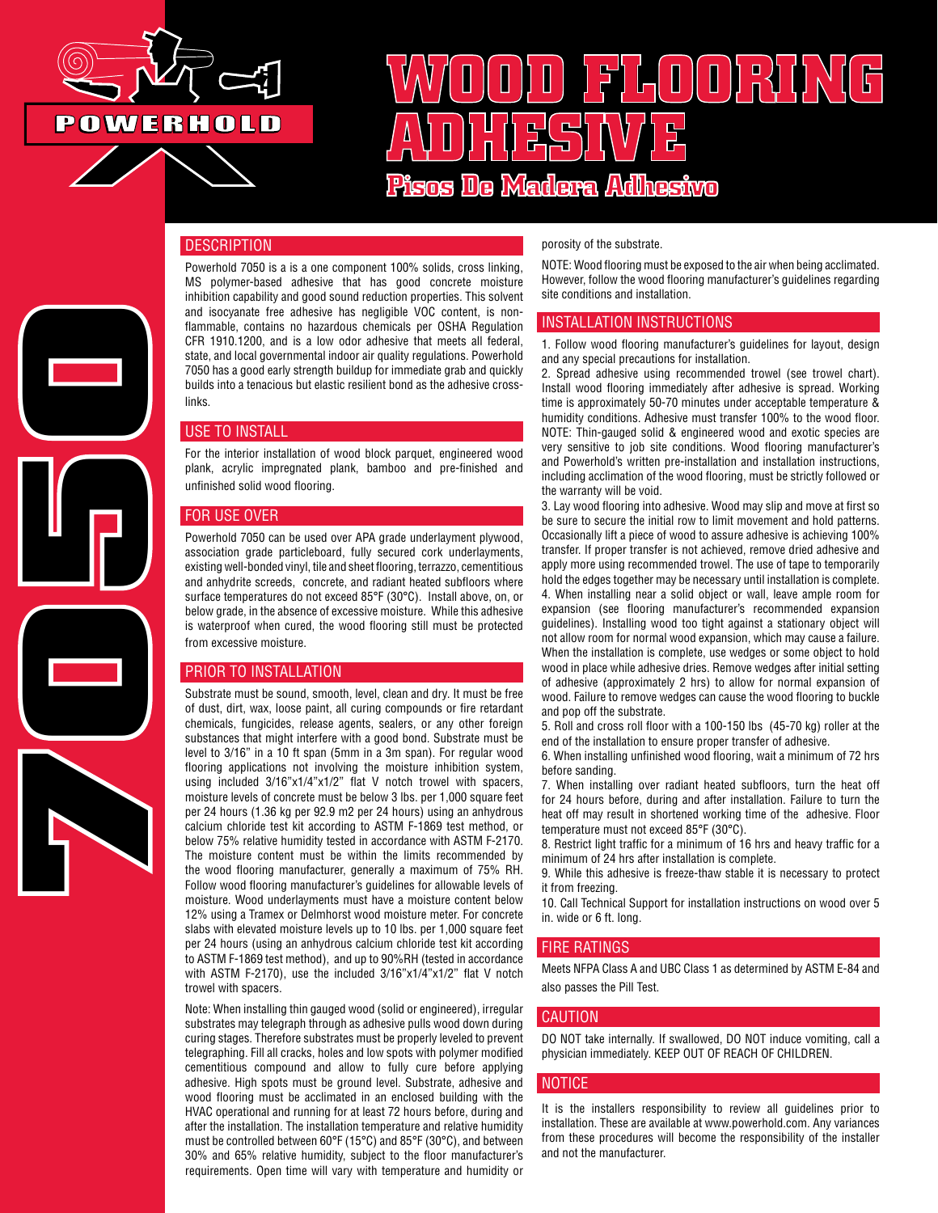POWERHOLD

# WOOD FLOORING ADHESIVE

## Pisos De Madera Adhesivo

7050

## DESCRIPTION

Powerhold 7050 is a is a one component 100% solids, cross linking, MS polymer-based adhesive that has good concrete moisture inhibition capability and good sound reduction properties. This solvent and isocyanate free adhesive has negligible VOC content, is non-flammable, contains no hazardous chemicals per OSHA Regulation CFR 1910.1200, and is a low odor adhesive that meets all federal, state, and local governmental indoor air quality regulations. Powerhold 7050 has a good early strength buildup for immediate grab and quickly builds into a tenacious but elastic resilient bond as the adhesive cross-links.

## USE TO INSTALL

For the interior installation of wood block parquet, engineered wood plank, acrylic impregnated plank, bamboo and pre-finished and unfinished solid wood flooring.

## FOR USE OVER

Powerhold 7050 can be used over APA grade underlayment plywood, association grade particleboard, fully secured cork underlayments, existing well-bonded vinyl, tile and sheet flooring, terrazzo, cementitious and anhydrite screeds, concrete, and radiant heated subfloors where surface temperatures do not exceed 85°F (30°C). Install above, on, or below grade, in the absence of excessive moisture. While this adhesive is waterproof when cured, the wood flooring still must be protected from excessive moisture.

## PRIOR TO INSTALLATION

Substrate must be sound, smooth, level, clean and dry. It must be free of dust, dirt, wax, loose paint, all curing compounds or fire retardant chemicals, fungicides, release agents, sealers, or any other foreign substances that might interfere with a good bond. Substrate must be level to 3/16" in a 10 ft span (5mm in a 3m span). For regular wood flooring applications not involving the moisture inhibition system, using included 3/16"x1/4"x1/2" flat V notch trowel with spacers, moisture levels of concrete must be below 3 lbs. per 1,000 square feet per 24 hours (1.36 kg per 92.9 m2 per 24 hours) using an anhydrous calcium chloride test kit according to ASTM F-1869 test method, or below 75% relative humidity tested in accordance with ASTM F-2170. The moisture content must be within the limits recommended by the wood flooring manufacturer, generally a maximum of 75% RH. Follow wood flooring manufacturer's guidelines for allowable levels of moisture. Wood underlayments must have a moisture content below 12% using a Tramex or Delmhorst wood moisture meter. For concrete slabs with elevated moisture levels up to 10 lbs. per 1,000 square feet per 24 hours (using an anhydrous calcium chloride test kit according to ASTM F-1869 test method), and up to 90%RH (tested in accordance with ASTM F-2170), use the included 3/16"x1/4"x1/2" flat V notch trowel with spacers.

Note: When installing thin gauged wood (solid or engineered), irregular substrates may telegraph through as adhesive pulls wood down during curing stages. Therefore substrates must be properly leveled to prevent telegraphing. Fill all cracks, holes and low spots with polymer modified cementitious compound and allow to fully cure before applying adhesive. High spots must be ground level. Substrate, adhesive and wood flooring must be acclimated in an enclosed building with the HVAC operational and running for at least 72 hours before, during and after the installation. The installation temperature and relative humidity must be controlled between 60°F (15°C) and 85°F (30°C), and between 30% and 65% relative humidity, subject to the floor manufacturer's requirements. Open time will vary with temperature and humidity or porosity of the substrate.

NOTE: Wood flooring must be exposed to the air when being acclimated. However, follow the wood flooring manufacturer's guidelines regarding site conditions and installation.

## INSTALLATION INSTRUCTIONS

1. Follow wood flooring manufacturer's guidelines for layout, design and any special precautions for installation.
2. Spread adhesive using recommended trowel (see trowel chart). Install wood flooring immediately after adhesive is spread. Working time is approximately 50-70 minutes under acceptable temperature & humidity conditions. Adhesive must transfer 100% to the wood floor. NOTE: Thin-gauged solid & engineered wood and exotic species are very sensitive to job site conditions. Wood flooring manufacturer's and Powerhold's written pre-installation and installation instructions, including acclimation of the wood flooring, must be strictly followed or the warranty will be void.
3. Lay wood flooring into adhesive. Wood may slip and move at first so be sure to secure the initial row to limit movement and hold patterns. Occasionally lift a piece of wood to assure adhesive is achieving 100% transfer. If proper transfer is not achieved, remove dried adhesive and apply more using recommended trowel. The use of tape to temporarily hold the edges together may be necessary until installation is complete.
4. When installing near a solid object or wall, leave ample room for expansion (see flooring manufacturer's recommended expansion guidelines). Installing wood too tight against a stationary object will not allow room for normal wood expansion, which may cause a failure. When the installation is complete, use wedges or some object to hold wood in place while adhesive dries. Remove wedges after initial setting of adhesive (approximately 2 hrs) to allow for normal expansion of wood. Failure to remove wedges can cause the wood flooring to buckle and pop off the substrate.
5. Roll and cross roll floor with a 100-150 lbs (45-70 kg) roller at the end of the installation to ensure proper transfer of adhesive.
6. When installing unfinished wood flooring, wait a minimum of 72 hrs before sanding.
7. When installing over radiant heated subfloors, turn the heat off for 24 hours before, during and after installation. Failure to turn the heat off may result in shortened working time of the adhesive. Floor temperature must not exceed 85°F (30°C).
8. Restrict light traffic for a minimum of 16 hrs and heavy traffic for a minimum of 24 hrs after installation is complete.
9. While this adhesive is freeze-thaw stable it is necessary to protect it from freezing.
10. Call Technical Support for installation instructions on wood over 5 in. wide or 6 ft. long.

## FIRE RATINGS

Meets NFPA Class A and UBC Class 1 as determined by ASTM E-84 and also passes the Pill Test.

## CAUTION

DO NOT take internally. If swallowed, DO NOT induce vomiting, call a physician immediately. KEEP OUT OF REACH OF CHILDREN.

## NOTICE

It is the installers responsibility to review all guidelines prior to installation. These are available at www.powerhold.com. Any variances from these procedures will become the responsibility of the installer and not the manufacturer.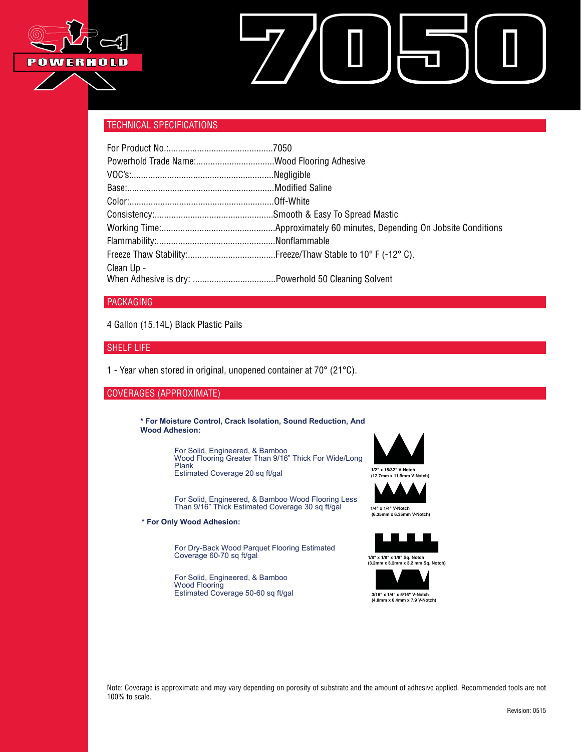# 7050

## TECHNICAL SPECIFICATIONS

For Product No.:............................................7050
Powerhold Trade Name:.................................Wood Flooring Adhesive
VOC's:............................................................Negligible
Base:..............................................................Modified Saline
Color:.............................................................Off-White
Consistency:..................................................Smooth & Easy To Spread Mastic
Working Time:................................................Approximately 60 minutes, Depending On Jobsite Conditions
Flammability:..................................................Nonflammable
Freeze Thaw Stability:.....................................Freeze/Thaw Stable to 10° F (-12° C).
Clean Up -
When Adhesive is dry: ..................................Powerhold 50 Cleaning Solvent

## PACKAGING

4 Gallon (15.14L) Black Plastic Pails

## SHELF LIFE

1 - Year when stored in original, unopened container at 70° (21°C).

## COVERAGES (APPROXIMATE)

**\* For Moisture Control, Crack Isolation, Sound Reduction, And Wood Adhesion:**

For Solid, Engineered, & Bamboo Wood Flooring Greater Than 9/16" Thick For Wide/Long Plank
Estimated Coverage 20 sq ft/gal

1/2" x 15/32" V-Notch
(12.7mm x 11.9mm V-Notch)

For Solid, Engineered, & Bamboo Wood Flooring Less Than 9/16" Thick Estimated Coverage 30 sq ft/gal

1/4" x 1/4" V-Notch
(6.35mm x 6.35mm V-Notch)

**\* For Only Wood Adhesion:**

For Dry-Back Wood Parquet Flooring Estimated Coverage 60-70 sq ft/gal

1/8" x 1/8" x 1/8" Sq. Notch
(3.2mm x 3.2mm x 3.2 mm Sq. Notch)

For Solid, Engineered, & Bamboo Wood Flooring
Estimated Coverage 50-60 sq ft/gal

3/16" x 1/4" x 5/16" V-Notch
(4.8mm x 6.4mm x 7.9 V-Notch)

Note: Coverage is approximate and may vary depending on porosity of substrate and the amount of adhesive applied. Recommended tools are not 100% to scale.

Revision: 0515